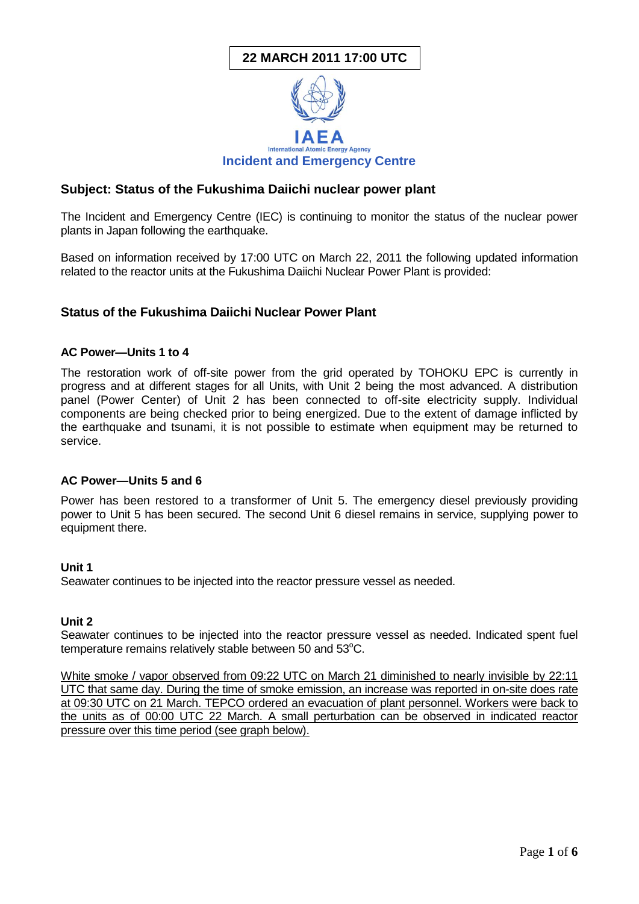**22 MARCH 2011 17:00 UTC**

IAEA

International Atomic Energy Agency

**Incident and Emergency Centre**

## Subject: Status of the Fukushima Daiichi nuclear power plant

The Incident and Emergency Centre (IEC) is continuing to monitor the status of the nuclear power plants in Japan following the earthquake.

Based on information received by 17:00 UTC on March 22, 2011 the following updated information related to the reactor units at the Fukushima Daiichi Nuclear Power Plant is provided:

## Status of the Fukushima Daiichi Nuclear Power Plant

### AC Power—Units 1 to 4

The restoration work of off-site power from the grid operated by TOHOKU EPC is currently in progress and at different stages for all Units, with Unit 2 being the most advanced. A distribution panel (Power Center) of Unit 2 has been connected to off-site electricity supply. Individual components are being checked prior to being energized. Due to the extent of damage inflicted by the earthquake and tsunami, it is not possible to estimate when equipment may be returned to service.

### AC Power—Units 5 and 6

Power has been restored to a transformer of Unit 5. The emergency diesel previously providing power to Unit 5 has been secured. The second Unit 6 diesel remains in service, supplying power to equipment there.

### Unit 1

Seawater continues to be injected into the reactor pressure vessel as needed.

### Unit 2

Seawater continues to be injected into the reactor pressure vessel as needed. Indicated spent fuel temperature remains relatively stable between 50 and 53°C.

<u>White smoke / vapor observed from 09:22 UTC on March 21 diminished to nearly invisible by 22:11 UTC that same day. During the time of smoke emission, an increase was reported in on-site does rate at 09:30 UTC on 21 March. TEPCO ordered an evacuation of plant personnel. Workers were back to the units as of 00:00 UTC 22 March. A small perturbation can be observed in indicated reactor pressure over this time period (see graph below).</u>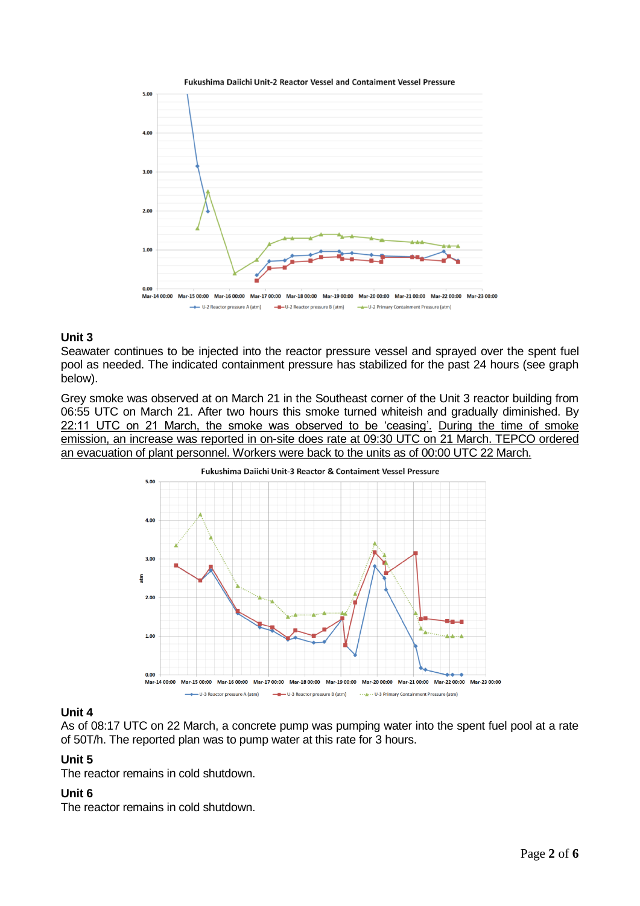## Unit 3

Seawater continues to be injected into the reactor pressure vessel and sprayed over the spent fuel pool as needed. The indicated containment pressure has stabilized for the past 24 hours (see graph below).

Grey smoke was observed at on March 21 in the Southeast corner of the Unit 3 reactor building from 06:55 UTC on March 21. After two hours this smoke turned whiteish and gradually diminished. By 22:11 UTC on 21 March, the smoke was observed to be 'ceasing'. During the time of smoke emission, an increase was reported in on-site does rate at 09:30 UTC on 21 March. TEPCO ordered an evacuation of plant personnel. Workers were back to the units as of 00:00 UTC 22 March.

## Unit 4

As of 08:17 UTC on 22 March, a concrete pump was pumping water into the spent fuel pool at a rate of 50T/h. The reported plan was to pump water at this rate for 3 hours.

## Unit 5

The reactor remains in cold shutdown.

## Unit 6

The reactor remains in cold shutdown.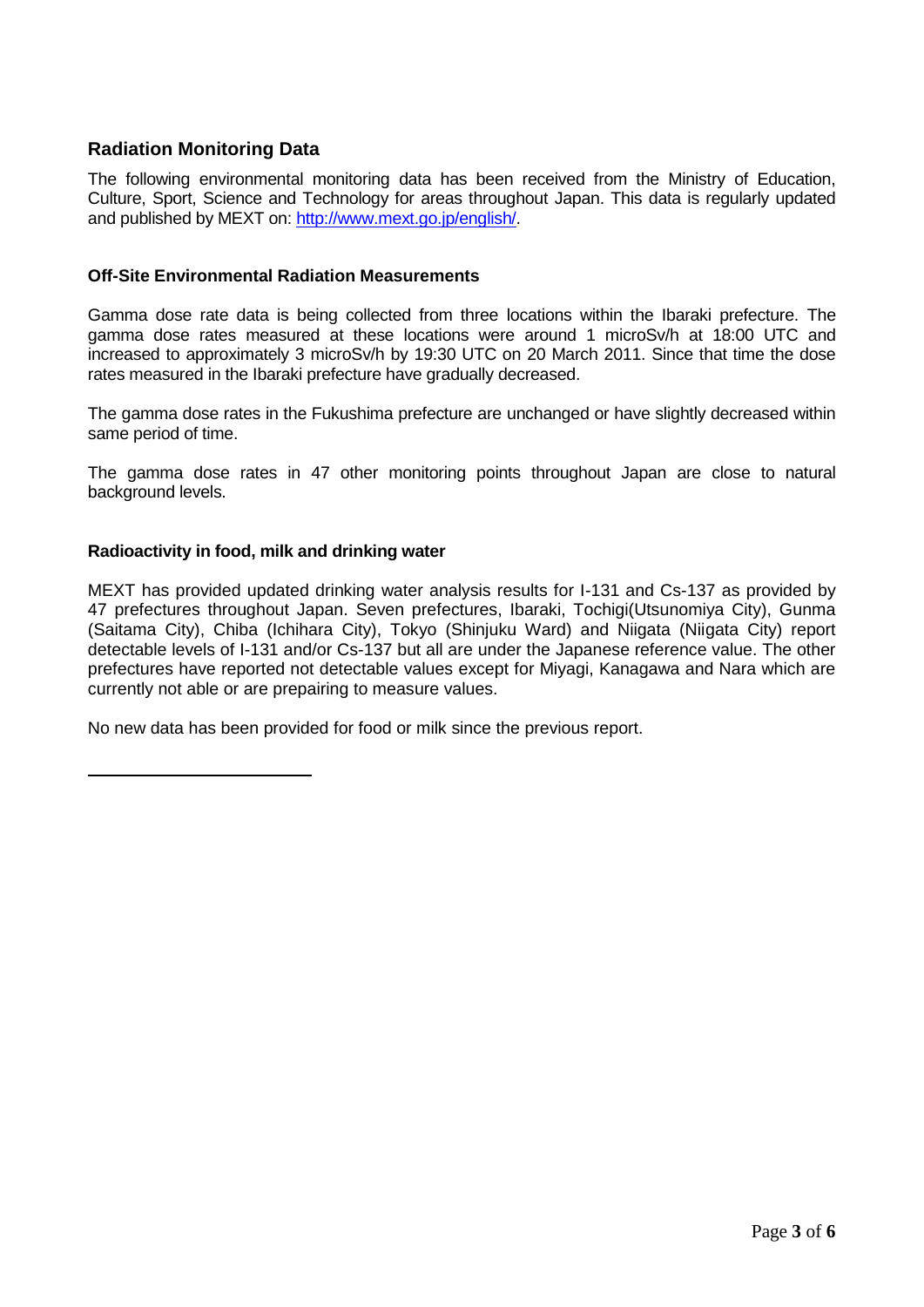## Radiation Monitoring Data

The following environmental monitoring data has been received from the Ministry of Education, Culture, Sport, Science and Technology for areas throughout Japan. This data is regularly updated and published by MEXT on: http://www.mext.go.jp/english/.

### Off-Site Environmental Radiation Measurements

Gamma dose rate data is being collected from three locations within the Ibaraki prefecture. The gamma dose rates measured at these locations were around 1 microSv/h at 18:00 UTC and increased to approximately 3 microSv/h by 19:30 UTC on 20 March 2011. Since that time the dose rates measured in the Ibaraki prefecture have gradually decreased.

The gamma dose rates in the Fukushima prefecture are unchanged or have slightly decreased within same period of time.

The gamma dose rates in 47 other monitoring points throughout Japan are close to natural background levels.

### Radioactivity in food, milk and drinking water

MEXT has provided updated drinking water analysis results for I-131 and Cs-137 as provided by 47 prefectures throughout Japan. Seven prefectures, Ibaraki, Tochigi(Utsunomiya City), Gunma (Saitama City), Chiba (Ichihara City), Tokyo (Shinjuku Ward) and Niigata (Niigata City) report detectable levels of I-131 and/or Cs-137 but all are under the Japanese reference value. The other prefectures have reported not detectable values except for Miyagi, Kanagawa and Nara which are currently not able or are prepairing to measure values.

No new data has been provided for food or milk since the previous report.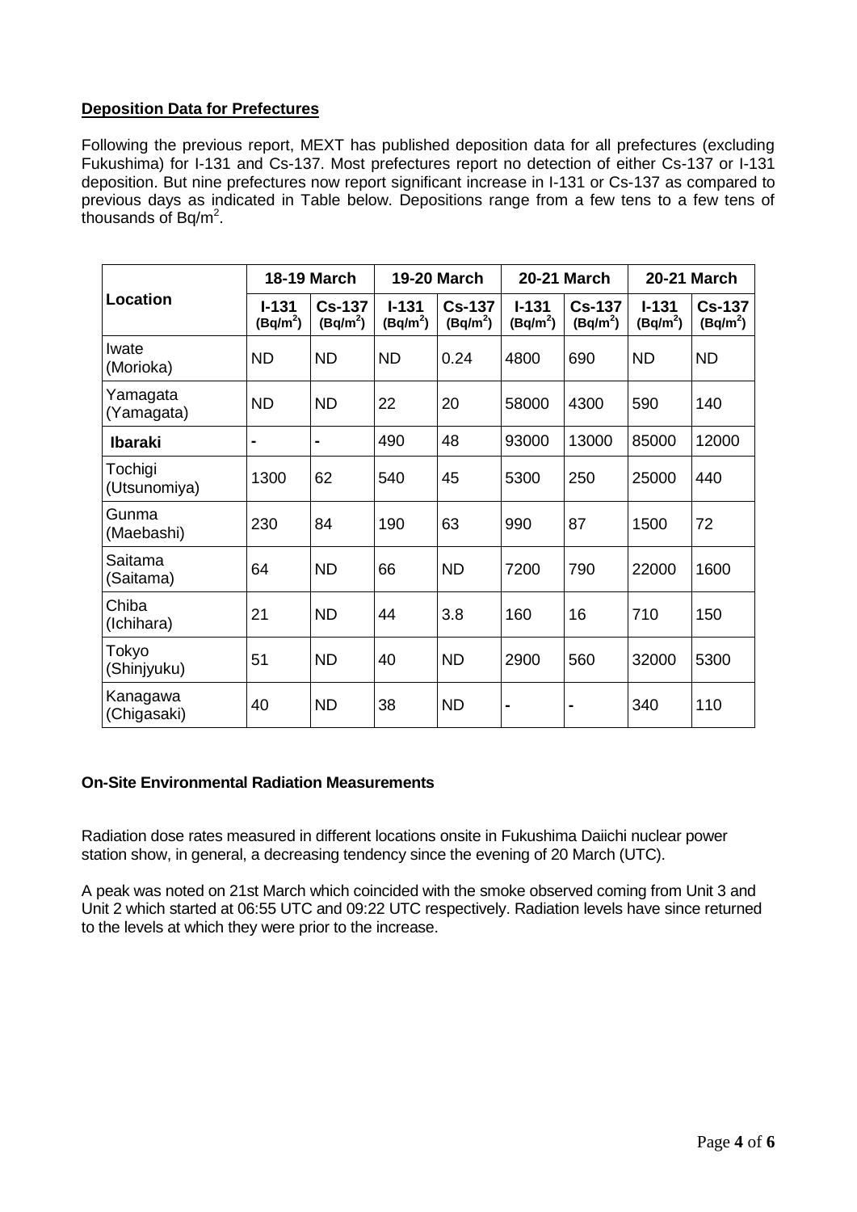## Deposition Data for Prefectures

Following the previous report, MEXT has published deposition data for all prefectures (excluding Fukushima) for I-131 and Cs-137. Most prefectures report no detection of either Cs-137 or I-131 deposition. But nine prefectures now report significant increase in I-131 or Cs-137 as compared to previous days as indicated in Table below. Depositions range from a few tens to a few tens of thousands of $Bq/m^2$.

| Location | 18-19 March | | 19-20 March | | 20-21 March | | 20-21 March | |
|---|---|---|---|---|---|---|---|---|
| | I-131 ($Bq/m^2$) | Cs-137 ($Bq/m^2$) | I-131 ($Bq/m^2$) | Cs-137 ($Bq/m^2$) | I-131 ($Bq/m^2$) | Cs-137 ($Bq/m^2$) | I-131 ($Bq/m^2$) | Cs-137 ($Bq/m^2$) |
| Iwate (Morioka) | ND | ND | ND | 0.24 | 4800 | 690 | ND | ND |
| Yamagata (Yamagata) | ND | ND | 22 | 20 | 58000 | 4300 | 590 | 140 |
| **Ibaraki** | - | - | 490 | 48 | 93000 | 13000 | 85000 | 12000 |
| Tochigi (Utsunomiya) | 1300 | 62 | 540 | 45 | 5300 | 250 | 25000 | 440 |
| Gunma (Maebashi) | 230 | 84 | 190 | 63 | 990 | 87 | 1500 | 72 |
| Saitama (Saitama) | 64 | ND | 66 | ND | 7200 | 790 | 22000 | 1600 |
| Chiba (Ichihara) | 21 | ND | 44 | 3.8 | 160 | 16 | 710 | 150 |
| Tokyo (Shinjyuku) | 51 | ND | 40 | ND | 2900 | 560 | 32000 | 5300 |
| Kanagawa (Chigasaki) | 40 | ND | 38 | ND | - | - | 340 | 110 |

### On-Site Environmental Radiation Measurements

Radiation dose rates measured in different locations onsite in Fukushima Daiichi nuclear power station show, in general, a decreasing tendency since the evening of 20 March (UTC).

A peak was noted on 21st March which coincided with the smoke observed coming from Unit 3 and Unit 2 which started at 06:55 UTC and 09:22 UTC respectively. Radiation levels have since returned to the levels at which they were prior to the increase.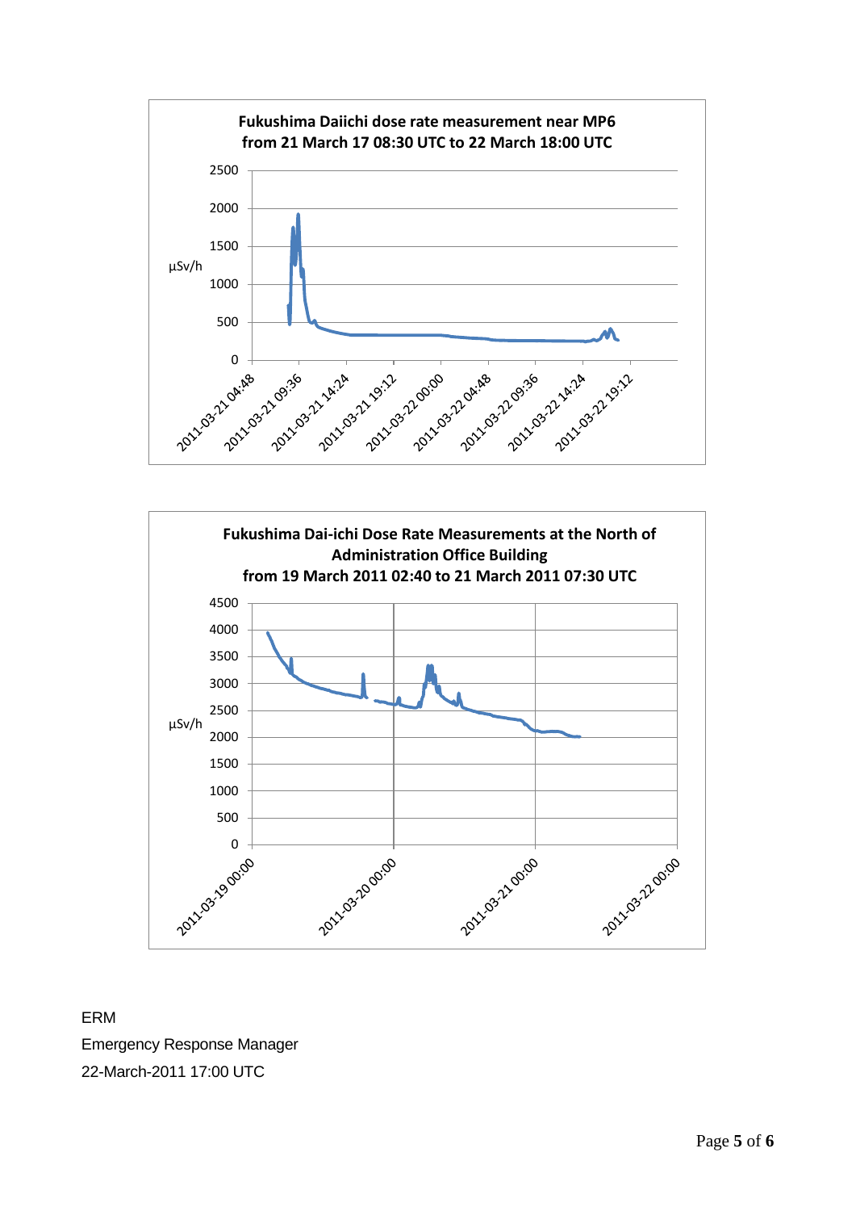**Fukushima Daiichi dose rate measurement near MP6 from 21 March 17 08:30 UTC to 22 March 18:00 UTC**

µSv/h

0, 500, 1000, 1500, 2000, 2500

2011-03-21 04:48, 2011-03-21 09:36, 2011-03-21 14:24, 2011-03-21 19:12, 2011-03-22 00:00, 2011-03-22 04:48, 2011-03-22 09:36, 2011-03-22 14:24, 2011-03-22 19:12

**Fukushima Dai-ichi Dose Rate Measurements at the North of Administration Office Building from 19 March 2011 02:40 to 21 March 2011 07:30 UTC**

µSv/h

0, 500, 1000, 1500, 2000, 2500, 3000, 3500, 4000, 4500

2011-03-19 00:00, 2011-03-20 00:00, 2011-03-21 00:00, 2011-03-22 00:00

ERM

Emergency Response Manager

22-March-2011 17:00 UTC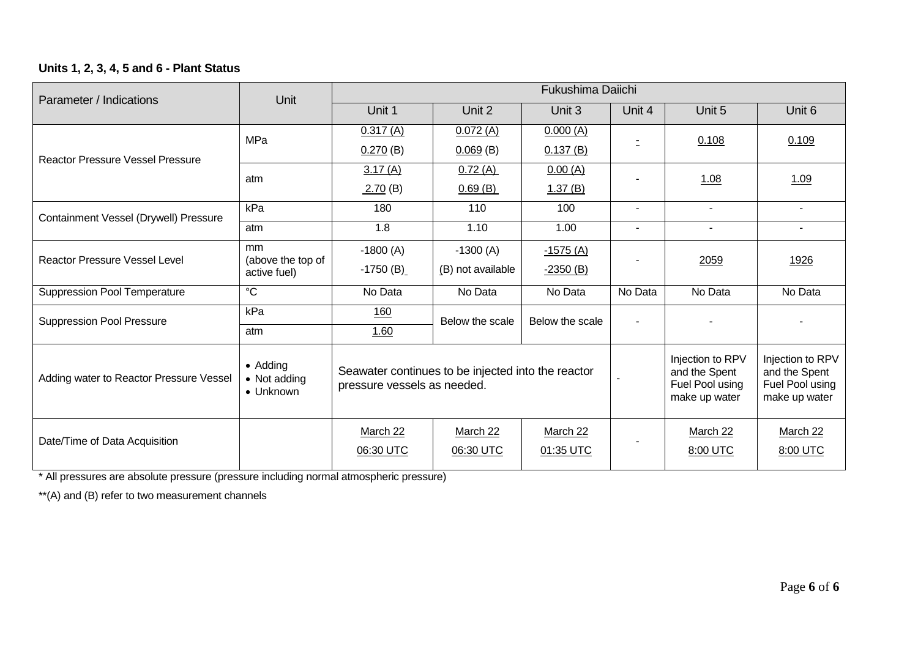**Units 1, 2, 3, 4, 5 and 6 - Plant Status**

| Parameter / Indications | Unit | Fukushima Daiichi | | | | | |
|---|---|---|---|---|---|---|---|
| | | Unit 1 | Unit 2 | Unit 3 | Unit 4 | Unit 5 | Unit 6 |
| Reactor Pressure Vessel Pressure | MPa | 0.317 (A)<br>0.270 (B) | 0.072 (A)<br>0.069 (B) | 0.000 (A)<br>0.137 (B) | - | 0.108 | 0.109 |
| | atm | 3.17 (A)<br>2.70 (B) | 0.72 (A)<br>0.69 (B) | 0.00 (A)<br>1.37 (B) | - | 1.08 | 1.09 |
| Containment Vessel (Drywell) Pressure | kPa | 180 | 110 | 100 | - | - | - |
| | atm | 1.8 | 1.10 | 1.00 | - | - | - |
| Reactor Pressure Vessel Level | mm (above the top of active fuel) | -1800 (A)<br>-1750 (B) | -1300 (A)<br>(B) not available | -1575 (A)<br>-2350 (B) | - | 2059 | 1926 |
| Suppression Pool Temperature | °C | No Data | No Data | No Data | No Data | No Data | No Data |
| Suppression Pool Pressure | kPa | 160 | Below the scale | Below the scale | - | - | - |
| | atm | 1.60 | | | | | |
| Adding water to Reactor Pressure Vessel | • Adding<br>• Not adding<br>• Unknown | Seawater continues to be injected into the reactor pressure vessels as needed. | | | - | Injection to RPV and the Spent Fuel Pool using make up water | Injection to RPV and the Spent Fuel Pool using make up water |
| Date/Time of Data Acquisition | | March 22<br>06:30 UTC | March 22<br>06:30 UTC | March 22<br>01:35 UTC | - | March 22<br>8:00 UTC | March 22<br>8:00 UTC |

* All pressures are absolute pressure (pressure including normal atmospheric pressure)

**(A) and (B) refer to two measurement channels